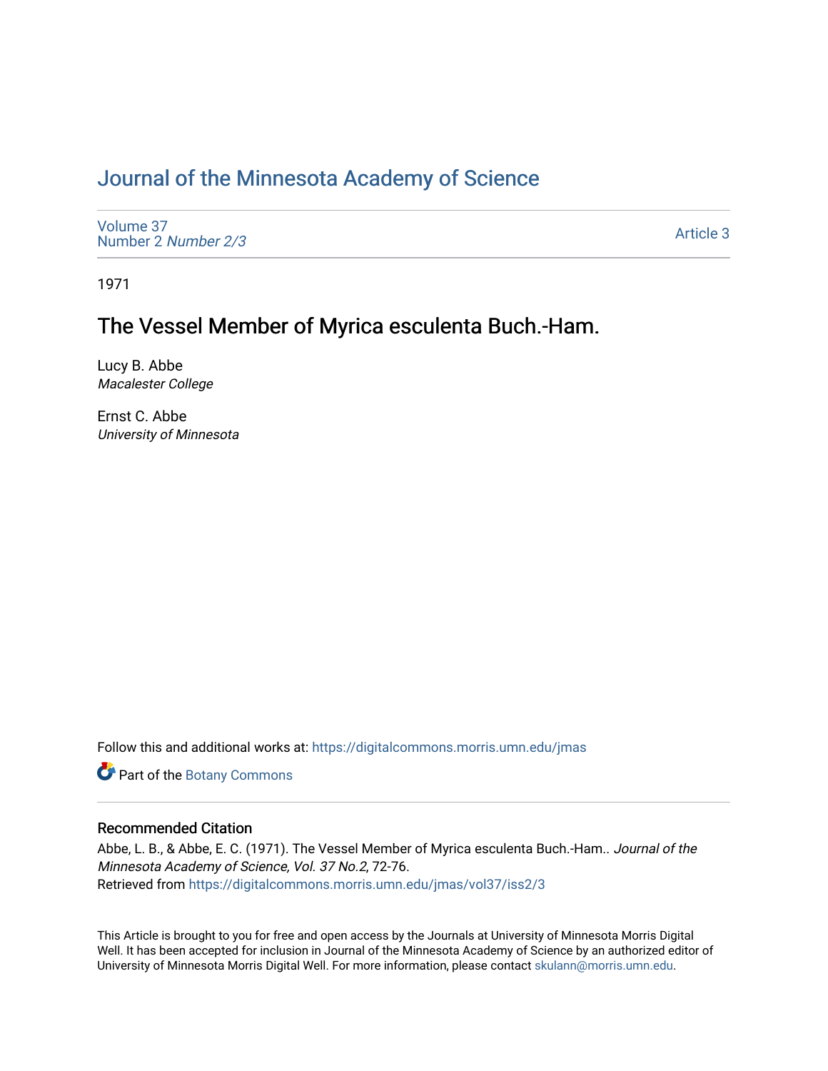# Journal of the Minnesota Academy of Science

Volume 37
Number 2 *Number 2/3*

Article 3

1971

## The Vessel Member of Myrica esculenta Buch.-Ham.

Lucy B. Abbe
*Macalester College*

Ernst C. Abbe
*University of Minnesota*

Follow this and additional works at: https://digitalcommons.morris.umn.edu/jmas

Part of the Botany Commons

### Recommended Citation

Abbe, L. B., & Abbe, E. C. (1971). The Vessel Member of Myrica esculenta Buch.-Ham.. *Journal of the Minnesota Academy of Science, Vol. 37 No.2*, 72-76.
Retrieved from https://digitalcommons.morris.umn.edu/jmas/vol37/iss2/3

This Article is brought to you for free and open access by the Journals at University of Minnesota Morris Digital Well. It has been accepted for inclusion in Journal of the Minnesota Academy of Science by an authorized editor of University of Minnesota Morris Digital Well. For more information, please contact skulann@morris.umn.edu.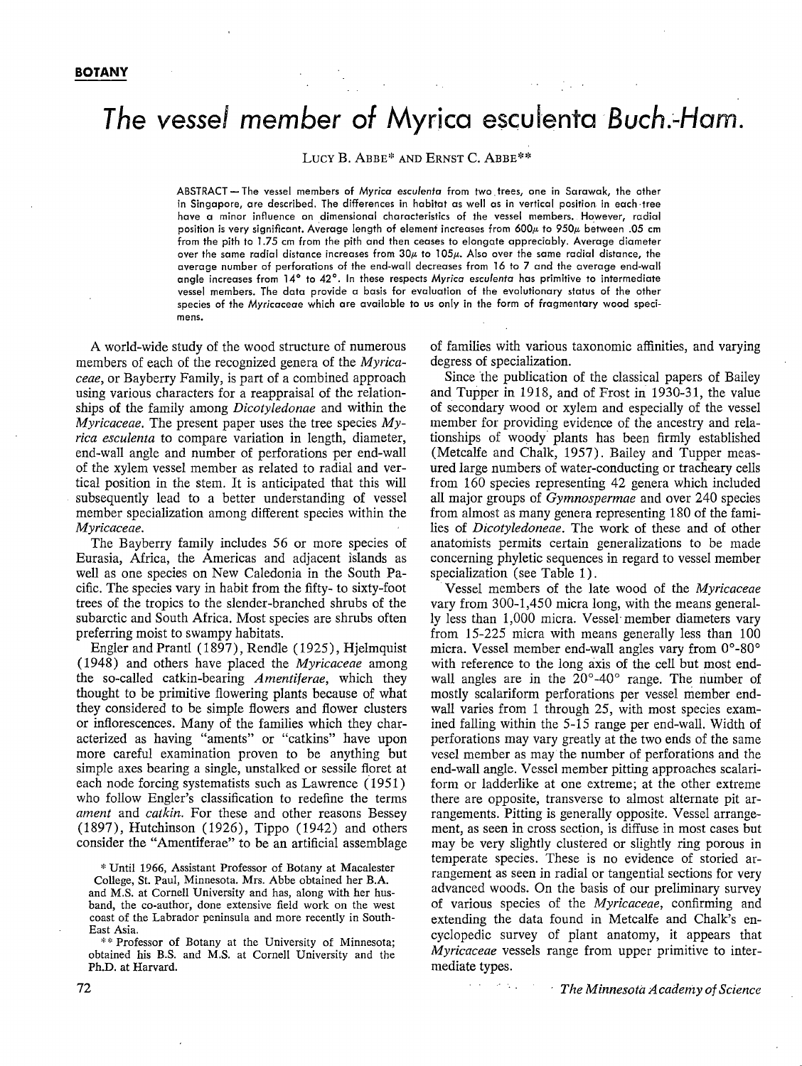**BOTANY**

# *The vessel member of Myrica esculenta Buch.-Ham.*

LUCY B. ABBE* AND ERNST C. ABBE**

ABSTRACT — The vessel members of *Myrica esculenta* from two trees, one in Sarawak, the other in Singapore, are described. The differences in habitat as well as in vertical position in each tree have a minor influence on dimensional characteristics of the vessel members. However, radial position is very significant. Average length of element increases from 600μ to 950μ between .05 cm from the pith to 1.75 cm from the pith and then ceases to elongate appreciably. Average diameter over the same radial distance increases from 30μ to 105μ. Also over the same radial distance, the average number of perforations of the end-wall decreases from 16 to 7 and the average end-wall angle increases from 14° to 42°. In these respects *Myrica esculenta* has primitive to intermediate vessel members. The data provide a basis for evaluation of the evolutionary status of the other species of the *Myricaceae* which are available to us only in the form of fragmentary wood specimens.

A world-wide study of the wood structure of numerous members of each of the recognized genera of the *Myricaceae*, or Bayberry Family, is part of a combined approach using various characters for a reappraisal of the relationships of the family among *Dicotyledonae* and within the *Myricaceae*. The present paper uses the tree species *Myrica esculenta* to compare variation in length, diameter, end-wall angle and number of perforations per end-wall of the xylem vessel member as related to radial and vertical position in the stem. It is anticipated that this will subsequently lead to a better understanding of vessel member specialization among different species within the *Myricaceae*.

The Bayberry family includes 56 or more species of Eurasia, Africa, the Americas and adjacent islands as well as one species on New Caledonia in the South Pacific. The species vary in habit from the fifty- to sixty-foot trees of the tropics to the slender-branched shrubs of the subarctic and South Africa. Most species are shrubs often preferring moist to swampy habitats.

Engler and Prantl (1897), Rendle (1925), Hjelmquist (1948) and others have placed the *Myricaceae* among the so-called catkin-bearing *Amentiferae*, which they thought to be primitive flowering plants because of what they considered to be simple flowers and flower clusters or inflorescences. Many of the families which they characterized as having "aments" or "catkins" have upon more careful examination proven to be anything but simple axes bearing a single, unstalked or sessile floret at each node forcing systematists such as Lawrence (1951) who follow Engler's classification to redefine the terms *ament* and *catkin*. For these and other reasons Bessey (1897), Hutchinson (1926), Tippo (1942) and others consider the "Amentiferae" to be an artificial assemblage of families with various taxonomic affinities, and varying degress of specialization.

Since the publication of the classical papers of Bailey and Tupper in 1918, and of Frost in 1930-31, the value of secondary wood or xylem and especially of the vessel member for providing evidence of the ancestry and relationships of woody plants has been firmly established (Metcalfe and Chalk, 1957). Bailey and Tupper measured large numbers of water-conducting or tracheary cells from 160 species representing 42 genera which included all major groups of *Gymnospermae* and over 240 species from almost as many genera representing 180 of the families of *Dicotyledoneae*. The work of these and of other anatomists permits certain generalizations to be made concerning phyletic sequences in regard to vessel member specialization (see Table 1).

Vessel members of the late wood of the *Myricaceae* vary from 300-1,450 micra long, with the means generally less than 1,000 micra. Vessel member diameters vary from 15-225 micra with means generally less than 100 micra. Vessel member end-wall angles vary from 0°-80° with reference to the long axis of the cell but most end-wall angles are in the 20°-40° range. The number of mostly scalariform perforations per vessel member end-wall varies from 1 through 25, with most species examined falling within the 5-15 range per end-wall. Width of perforations may vary greatly at the two ends of the same vesel member as may the number of perforations and the end-wall angle. Vessel member pitting approaches scalariform or ladderlike at one extreme; at the other extreme there are opposite, transverse to almost alternate pit arrangements. Pitting is generally opposite. Vessel arrangement, as seen in cross section, is diffuse in most cases but may be very slightly clustered or slightly ring porous in temperate species. These is no evidence of storied arrangement as seen in radial or tangential sections for very advanced woods. On the basis of our preliminary survey of various species of the *Myricaceae*, confirming and extending the data found in Metcalfe and Chalk's encyclopedic survey of plant anatomy, it appears that *Myricaceae* vessels range from upper primitive to intermediate types.

* Until 1966, Assistant Professor of Botany at Macalester College, St. Paul, Minnesota. Mrs. Abbe obtained her B.A. and M.S. at Cornell University and has, along with her husband, the co-author, done extensive field work on the west coast of the Labrador peninsula and more recently in South-East Asia.

** Professor of Botany at the University of Minnesota; obtained his B.S. and M.S. at Cornell University and the Ph.D. at Harvard.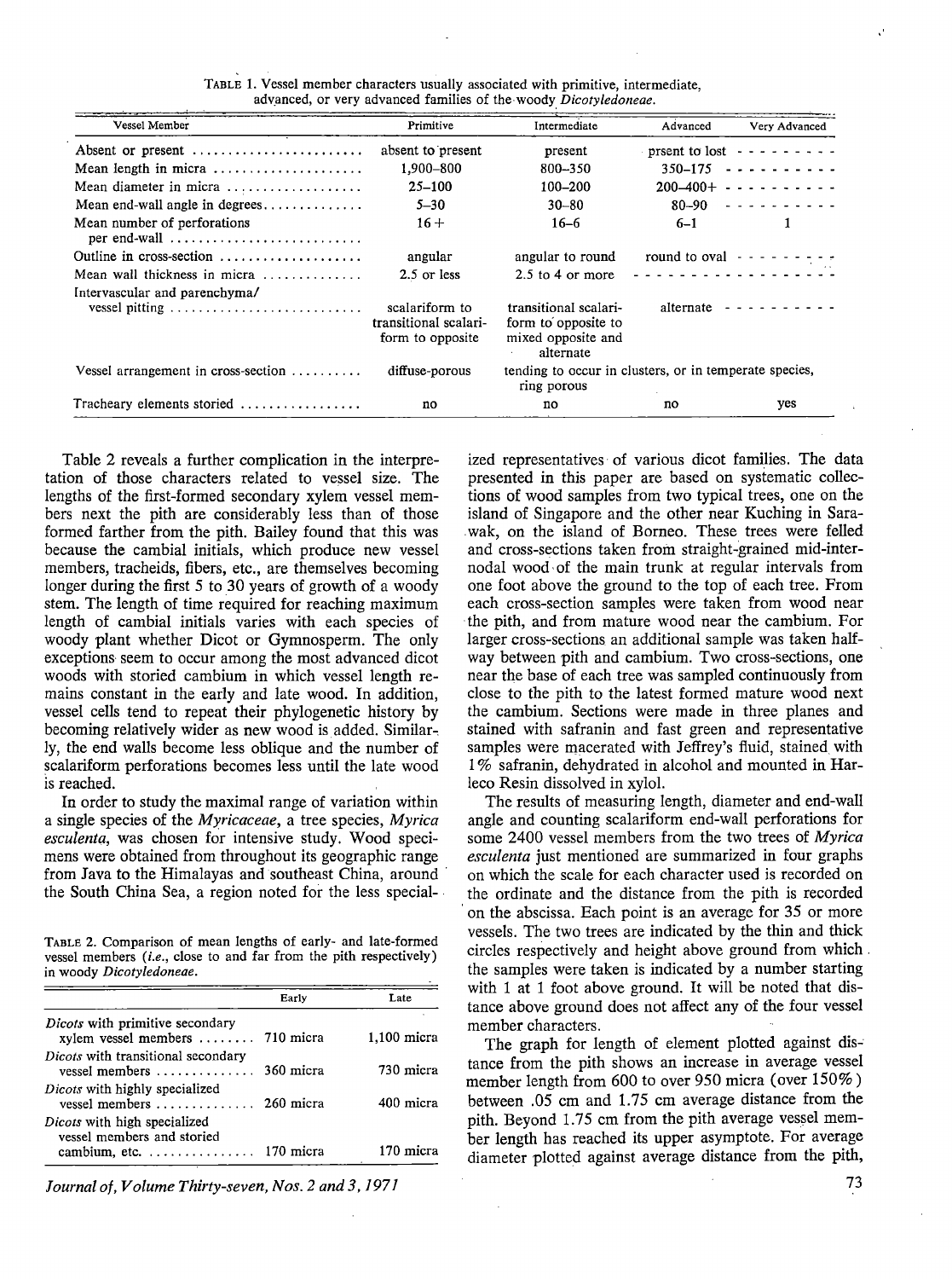TABLE 1. Vessel member characters usually associated with primitive, intermediate, advanced, or very advanced families of the woody *Dicotyledoneae*.

| Vessel Member | Primitive | Intermediate | Advanced | Very Advanced |
|---|---|---|---|---|
| Absent or present | absent to present | present | prsent to lost | - - - - - - - - - |
| Mean length in micra | 1,900–800 | 800–350 | 350–175 | - - - - - - - - - |
| Mean diameter in micra | 25–100 | 100–200 | 200–400+ | - - - - - - - - - - |
| Mean end-wall angle in degrees | 5–30 | 30–80 | 80–90 | - - - - - - - - - - |
| Mean number of perforations per end-wall | 16+ | 16–6 | 6–1 | 1 |
| Outline in cross-section | angular | angular to round | round to oval | - - - - - - - - - |
| Mean wall thickness in micra | 2.5 or less | 2.5 to 4 or more | - - - - - - - - - | - - - - - - - - - |
| Intervascular and parenchyma/vessel pitting | scalariform to transitional scalariform to opposite | transitional scalariform to opposite to mixed opposite and alternate | alternate | - - - - - - - - - - |
| Vessel arrangement in cross-section | diffuse-porous | tending to occur in clusters, or in temperate species, ring porous | | |
| Tracheary elements storied | no | no | no | yes |

Table 2 reveals a further complication in the interpretation of those characters related to vessel size. The lengths of the first-formed secondary xylem vessel members next the pith are considerably less than of those formed farther from the pith. Bailey found that this was because the cambial initials, which produce new vessel members, tracheids, fibers, etc., are themselves becoming longer during the first 5 to 30 years of growth of a woody stem. The length of time required for reaching maximum length of cambial initials varies with each species of woody plant whether Dicot or Gymnosperm. The only exceptions seem to occur among the most advanced dicot woods with storied cambium in which vessel length remains constant in the early and late wood. In addition, vessel cells tend to repeat their phylogenetic history by becoming relatively wider as new wood is added. Similarly, the end walls become less oblique and the number of scalariform perforations becomes less until the late wood is reached.

In order to study the maximal range of variation within a single species of the *Myricaceae*, a tree species, *Myrica esculenta*, was chosen for intensive study. Wood specimens were obtained from throughout its geographic range from Java to the Himalayas and southeast China, around the South China Sea, a region noted for the less specialized representatives of various dicot families. The data presented in this paper are based on systematic collections of wood samples from two typical trees, one on the island of Singapore and the other near Kuching in Sarawak, on the island of Borneo. These trees were felled and cross-sections taken from straight-grained mid-internodal wood of the main trunk at regular intervals from one foot above the ground to the top of each tree. From each cross-section samples were taken from wood near the pith, and from mature wood near the cambium. For larger cross-sections an additional sample was taken halfway between pith and cambium. Two cross-sections, one near the base of each tree was sampled continuously from close to the pith to the latest formed mature wood next the cambium. Sections were made in three planes and stained with safranin and fast green and representative samples were macerated with Jeffrey's fluid, stained with 1% safranin, dehydrated in alcohol and mounted in Harleco Resin dissolved in xylol.

TABLE 2. Comparison of mean lengths of early- and late-formed vessel members (*i.e.*, close to and far from the pith respectively) in woody *Dicotyledoneae*.

| | Early | Late |
|---|---|---|
| *Dicots* with primitive secondary xylem vessel members | 710 micra | 1,100 micra |
| *Dicots* with transitional secondary vessel members | 360 micra | 730 micra |
| *Dicots* with highly specialized vessel members | 260 micra | 400 micra |
| *Dicots* with high specialized vessel members and storied cambium, etc. | 170 micra | 170 micra |

The results of measuring length, diameter and end-wall angle and counting scalariform end-wall perforations for some 2400 vessel members from the two trees of *Myrica esculenta* just mentioned are summarized in four graphs on which the scale for each character used is recorded on the ordinate and the distance from the pith is recorded on the abscissa. Each point is an average for 35 or more vessels. The two trees are indicated by the thin and thick circles respectively and height above ground from which the samples were taken is indicated by a number starting with 1 at 1 foot above ground. It will be noted that distance above ground does not affect any of the four vessel member characters.

The graph for length of element plotted against distance from the pith shows an increase in average vessel member length from 600 to over 950 micra (over 150%) between .05 cm and 1.75 cm average distance from the pith. Beyond 1.75 cm from the pith average vessel member length has reached its upper asymptote. For average diameter plotted against average distance from the pith,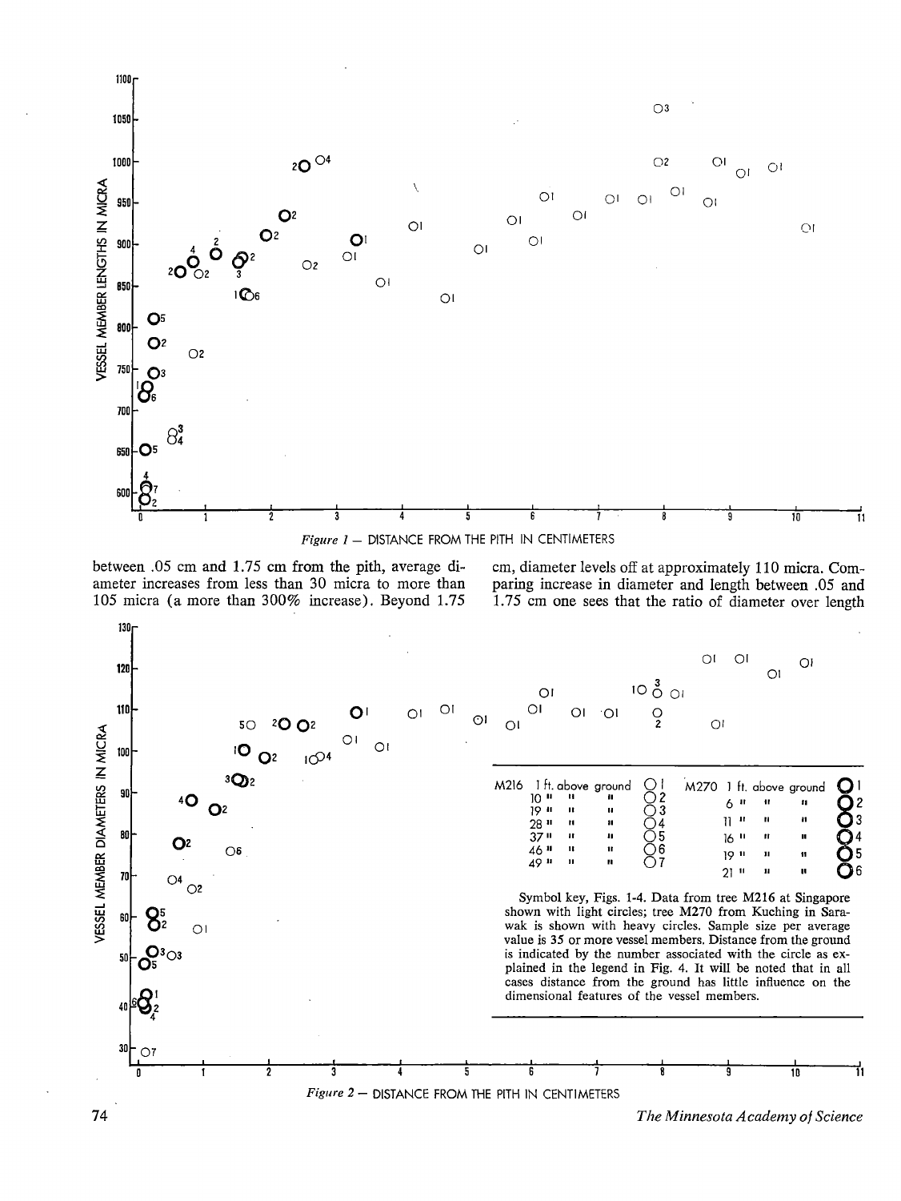Figure 1 — DISTANCE FROM THE PITH IN CENTIMETERS

between .05 cm and 1.75 cm from the pith, average diameter increases from less than 30 micra to more than 105 micra (a more than 300% increase). Beyond 1.75 cm, diameter levels off at approximately 110 micra. Comparing increase in diameter and length between .05 and 1.75 cm one sees that the ratio of diameter over length

| M216 | | M270 | |
|---|---|---|---|
| 1 ft. above ground | 1 | 1 ft. above ground | 1 |
| 10 " " " | 2 | 6 " " " | 2 |
| 19 " " " | 3 | 11 " " " | 3 |
| 28 " " " | 4 | 16 " " " | 4 |
| 37 " " " | 5 | 19 " " " | 5 |
| 46 " " " | 6 | 21 " " " | 6 |
| 49 " " " | 7 | | |

Symbol key, Figs. 1-4. Data from tree M216 at Singapore shown with light circles; tree M270 from Kuching in Sarawak is shown with heavy circles. Sample size per average value is 35 or more vessel members. Distance from the ground is indicated by the number associated with the circle as explained in the legend in Fig. 4. It will be noted that in all cases distance from the ground has little influence on the dimensional features of the vessel members.

Figure 2 — DISTANCE FROM THE PITH IN CENTIMETERS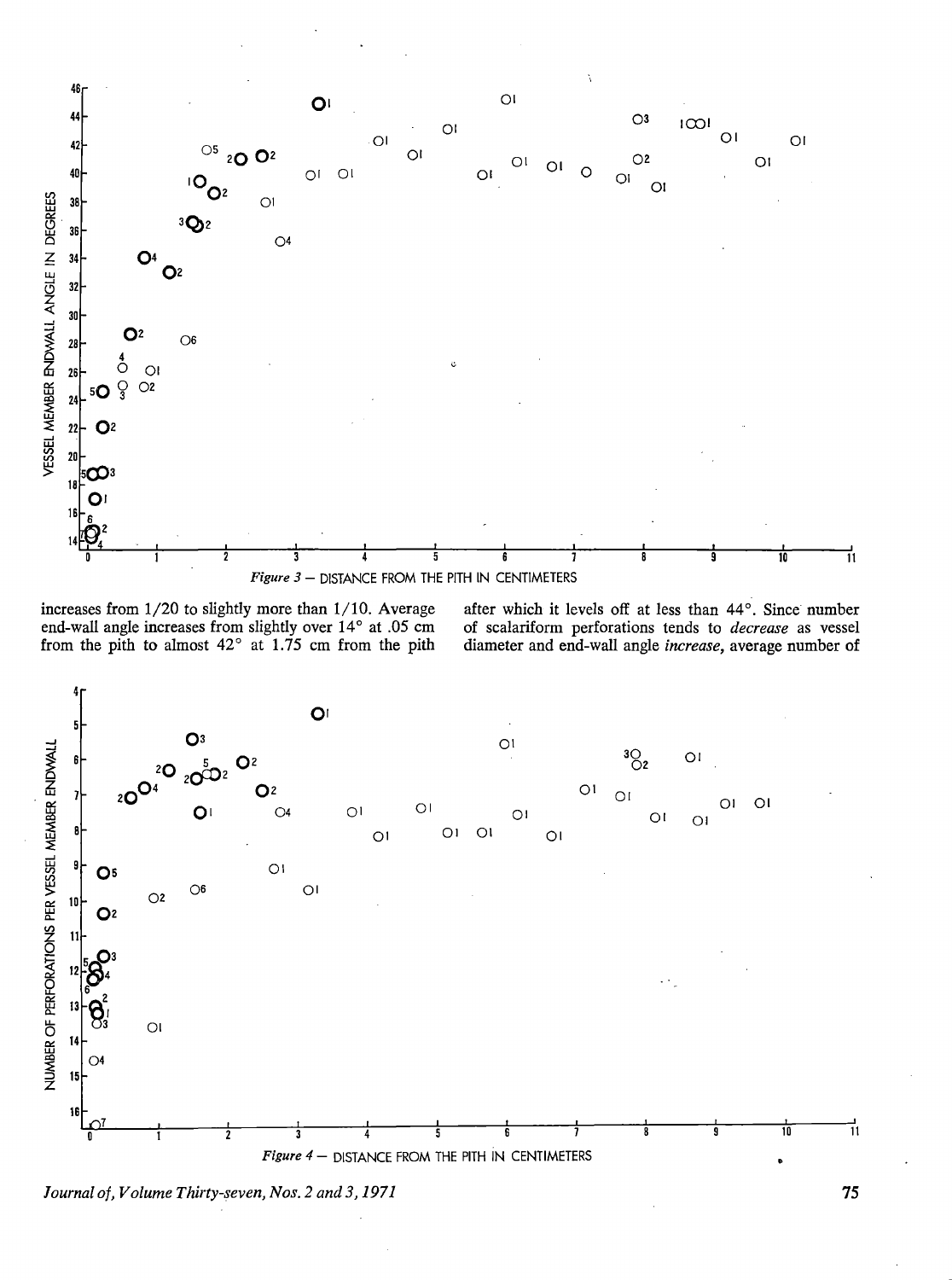*Figure 3* — DISTANCE FROM THE PITH IN CENTIMETERS

increases from 1/20 to slightly more than 1/10. Average end-wall angle increases from slightly over 14° at .05 cm from the pith to almost 42° at 1.75 cm from the pith after which it levels off at less than 44°. Since number of scalariform perforations tends to *decrease* as vessel diameter and end-wall angle *increase*, average number of

*Figure 4* — DISTANCE FROM THE PITH IN CENTIMETERS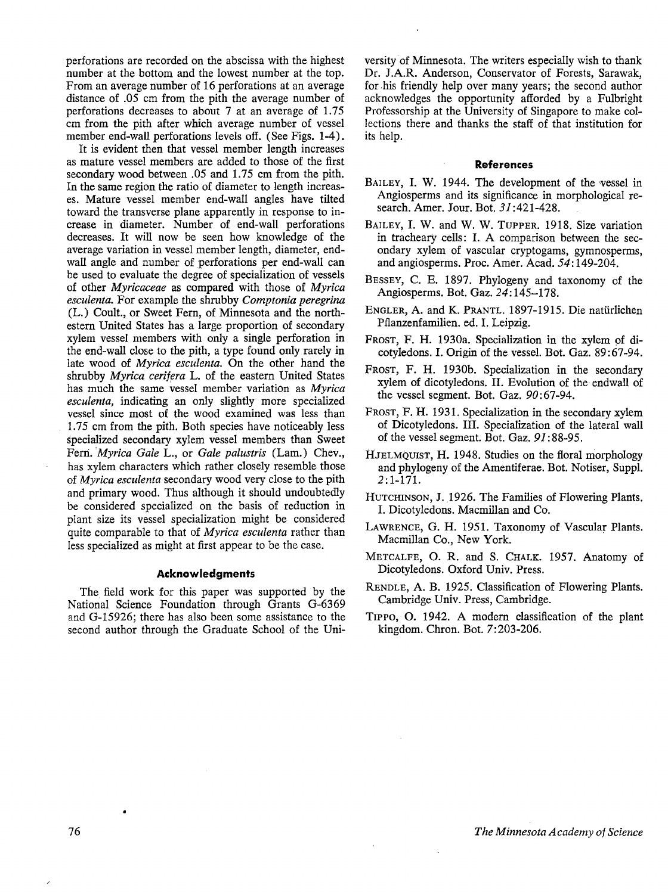perforations are recorded on the abscissa with the highest number at the bottom and the lowest number at the top. From an average number of 16 perforations at an average distance of .05 cm from the pith the average number of perforations decreases to about 7 at an average of 1.75 cm from the pith after which average number of vessel member end-wall perforations levels off. (See Figs. 1-4).

It is evident then that vessel member length increases as mature vessel members are added to those of the first secondary wood between .05 and 1.75 cm from the pith. In the same region the ratio of diameter to length increases. Mature vessel member end-wall angles have tilted toward the transverse plane apparently in response to increase in diameter. Number of end-wall perforations decreases. It will now be seen how knowledge of the average variation in vessel member length, diameter, end-wall angle and number of perforations per end-wall can be used to evaluate the degree of specialization of vessels of other *Myricaceae* as compared with those of *Myrica esculenta.* For example the shrubby *Comptonia peregrina* (L.) Coult., or Sweet Fern, of Minnesota and the northeastern United States has a large proportion of secondary xylem vessel members with only a single perforation in the end-wall close to the pith, a type found only rarely in late wood of *Myrica esculenta.* On the other hand the shrubby *Myrica cerifera* L. of the eastern United States has much the same vessel member variation as *Myrica esculenta,* indicating an only slightly more specialized vessel since most of the wood examined was less than 1.75 cm from the pith. Both species have noticeably less specialized secondary xylem vessel members than Sweet Fern. *Myrica Gale* L., or *Gale palustris* (Lam.) Chev., has xylem characters which rather closely resemble those of *Myrica esculenta* secondary wood very close to the pith and primary wood. Thus although it should undoubtedly be considered specialized on the basis of reduction in plant size its vessel specialization might be considered quite comparable to that of *Myrica esculenta* rather than less specialized as might at first appear to be the case.

## Acknowledgments

The field work for this paper was supported by the National Science Foundation through Grants G-6369 and G-15926; there has also been some assistance to the second author through the Graduate School of the University of Minnesota. The writers especially wish to thank Dr. J.A.R. Anderson, Conservator of Forests, Sarawak, for his friendly help over many years; the second author acknowledges the opportunity afforded by a Fulbright Professorship at the University of Singapore to make collections there and thanks the staff of that institution for its help.

## References

BAILEY, I. W. 1944. The development of the vessel in Angiosperms and its significance in morphological research. Amer. Jour. Bot. *31*:421-428.

BAILEY, I. W. and W. W. TUPPER. 1918. Size variation in tracheary cells: I. A comparison between the secondary xylem of vascular cryptogams, gymnosperms, and angiosperms. Proc. Amer. Acad. *54*:149-204.

BESSEY, C. E. 1897. Phylogeny and taxonomy of the Angiosperms. Bot. Gaz. *24*:145-178.

ENGLER, A. and K. PRANTL. 1897-1915. Die natürlichen Pflanzenfamilien. ed. I. Leipzig.

FROST, F. H. 1930a. Specialization in the xylem of dicotyledons. I. Origin of the vessel. Bot. Gaz. 89:67-94.

FROST, F. H. 1930b. Specialization in the secondary xylem of dicotyledons. II. Evolution of the endwall of the vessel segment. Bot. Gaz. *90*:67-94.

FROST, F. H. 1931. Specialization in the secondary xylem of Dicotyledons. III. Specialization of the lateral wall of the vessel segment. Bot. Gaz. *91*:88-95.

HJELMQUIST, H. 1948. Studies on the floral morphology and phylogeny of the Amentiferae. Bot. Notiser, Suppl. *2*:1-171.

HUTCHINSON, J. 1926. The Families of Flowering Plants. I. Dicotyledons. Macmillan and Co.

LAWRENCE, G. H. 1951. Taxonomy of Vascular Plants. Macmillan Co., New York.

METCALFE, O. R. and S. CHALK. 1957. Anatomy of Dicotyledons. Oxford Univ. Press.

RENDLE, A. B. 1925. Classification of Flowering Plants. Cambridge Univ. Press, Cambridge.

TIPPO, O. 1942. A modern classification of the plant kingdom. Chron. Bot. *7*:203-206.